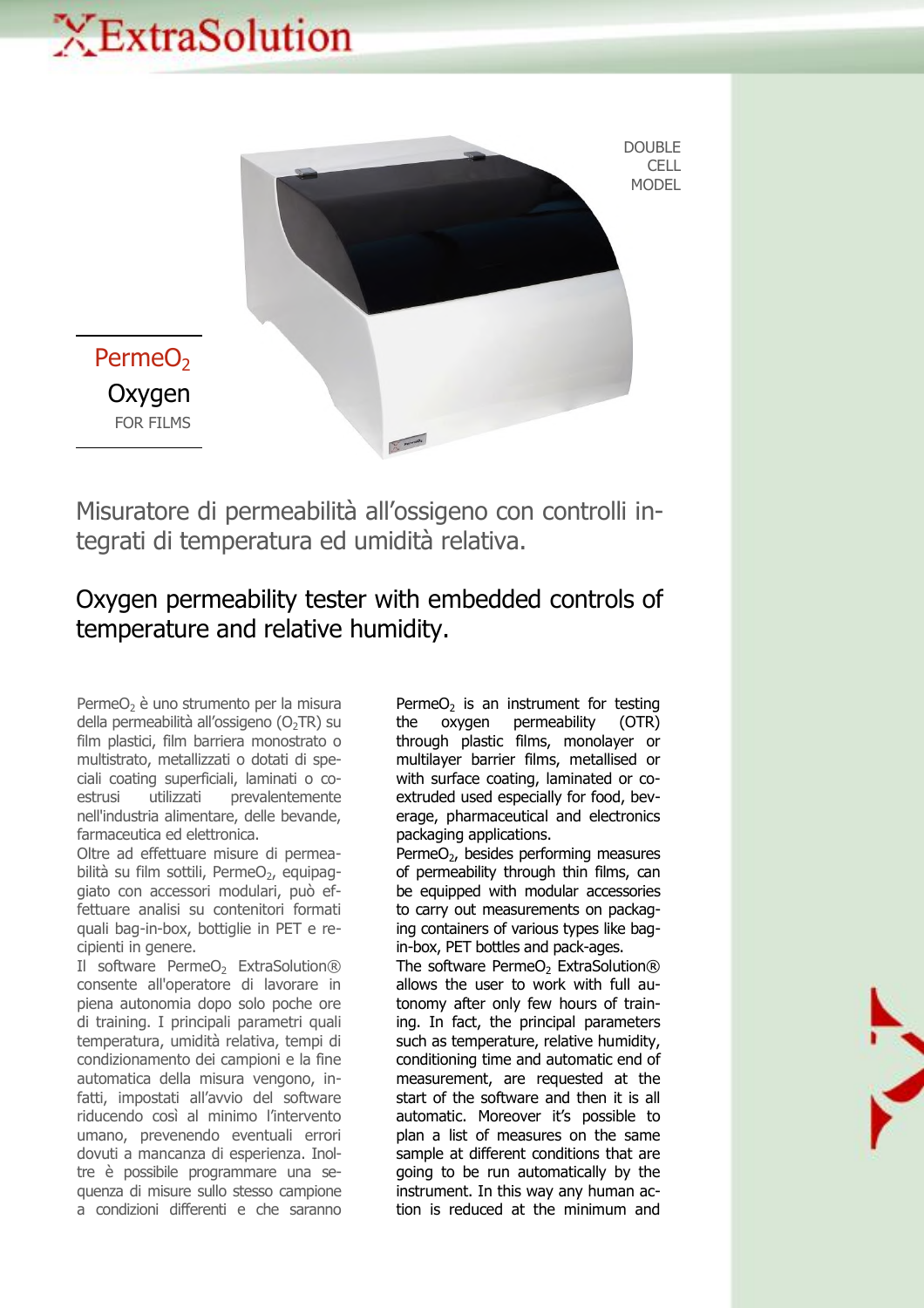# ExtraSolution

DOUBLE CELL MODEL

## PermeO$_2$ Oxygen

FOR FILMS

## Misuratore di permeabilità all'ossigeno con controlli integrati di temperatura ed umidità relativa.

## Oxygen permeability tester with embedded controls of temperature and relative humidity.

PermeO$_2$ è uno strumento per la misura della permeabilità all'ossigeno ($O_2$TR) su film plastici, film barriera monostrato o multistrato, metallizzati o dotati di speciali coating superficiali, laminati o coestrusi utilizzati prevalentemente nell'industria alimentare, delle bevande, farmaceutica ed elettronica.
Oltre ad effettuare misure di permeabilità su film sottili, PermeO$_2$, equipaggiato con accessori modulari, può effettuare analisi su contenitori formati quali bag-in-box, bottiglie in PET e recipienti in genere.
Il software PermeO$_2$ ExtraSolution® consente all'operatore di lavorare in piena autonomia dopo solo poche ore di training. I principali parametri quali temperatura, umidità relativa, tempi di condizionamento dei campioni e la fine automatica della misura vengono, infatti, impostati all'avvio del software riducendo così al minimo l'intervento umano, prevenendo eventuali errori dovuti a mancanza di esperienza. Inoltre è possibile programmare una sequenza di misure sullo stesso campione a condizioni differenti e che saranno

PermeO$_2$ is an instrument for testing the oxygen permeability (OTR) through plastic films, monolayer or multilayer barrier films, metallised or with surface coating, laminated or coextruded used especially for food, beverage, pharmaceutical and electronics packaging applications.
PermeO$_2$, besides performing measures of permeability through thin films, can be equipped with modular accessories to carry out measurements on packaging containers of various types like bag-in-box, PET bottles and pack-ages.
The software PermeO$_2$ ExtraSolution® allows the user to work with full autonomy after only few hours of training. In fact, the principal parameters such as temperature, relative humidity, conditioning time and automatic end of measurement, are requested at the start of the software and then it is all automatic. Moreover it's possible to plan a list of measures on the same sample at different conditions that are going to be run automatically by the instrument. In this way any human action is reduced at the minimum and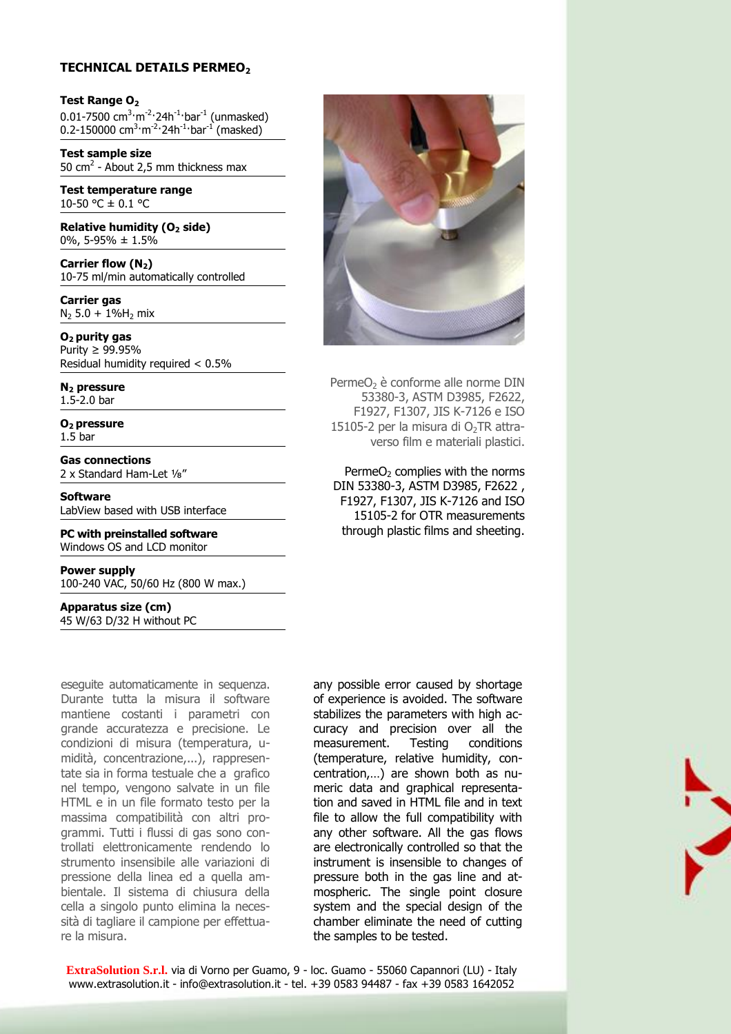## TECHNICAL DETAILS PERMEO$_2$

**Test Range $O_2$**
0.01-7500 $cm^3 \cdot m^{-2} \cdot 24h^{-1} \cdot bar^{-1}$ (unmasked)
0.2-150000 $cm^3 \cdot m^{-2} \cdot 24h^{-1} \cdot bar^{-1}$ (masked)

**Test sample size**
50 $cm^2$ - About 2,5 mm thickness max

**Test temperature range**
10-50 °C ± 0.1 °C

**Relative humidity ($O_2$ side)**
0%, 5-95% ± 1.5%

**Carrier flow ($N_2$)**
10-75 ml/min automatically controlled

**Carrier gas**
$N_2$ 5.0 + 1%$H_2$ mix

**$O_2$ purity gas**
Purity ≥ 99.95%
Residual humidity required < 0.5%

**$N_2$ pressure**
1.5-2.0 bar

**$O_2$ pressure**
1.5 bar

**Gas connections**
2 x Standard Ham-Let ⅛"

**Software**
LabView based with USB interface

**PC with preinstalled software**
Windows OS and LCD monitor

**Power supply**
100-240 VAC, 50/60 Hz (800 W max.)

**Apparatus size (cm)**
45 W/63 D/32 H without PC

PermeO$_2$ è conforme alle norme DIN 53380-3, ASTM D3985, F2622, F1927, F1307, JIS K-7126 e ISO 15105-2 per la misura di $O_2$TR attraverso film e materiali plastici.

PermeO$_2$ complies with the norms DIN 53380-3, ASTM D3985, F2622 , F1927, F1307, JIS K-7126 and ISO 15105-2 for OTR measurements through plastic films and sheeting.

eseguite automaticamente in sequenza. Durante tutta la misura il software mantiene costanti i parametri con grande accuratezza e precisione. Le condizioni di misura (temperatura, umidità, concentrazione,...), rappresentate sia in forma testuale che a grafico nel tempo, vengono salvate in un file HTML e in un file formato testo per la massima compatibilità con altri programmi. Tutti i flussi di gas sono controllati elettronicamente rendendo lo strumento insensibile alle variazioni di pressione della linea ed a quella ambientale. Il sistema di chiusura della cella a singolo punto elimina la necessità di tagliare il campione per effettuare la misura.

any possible error caused by shortage of experience is avoided. The software stabilizes the parameters with high accuracy and precision over all the measurement. Testing conditions (temperature, relative humidity, concentration,…) are shown both as numeric data and graphical representation and saved in HTML file and in text file to allow the full compatibility with any other software. All the gas flows are electronically controlled so that the instrument is insensible to changes of pressure both in the gas line and atmospheric. The single point closure system and the special design of the chamber eliminate the need of cutting the samples to be tested.

**ExtraSolution S.r.l.** via di Vorno per Guamo, 9 - loc. Guamo - 55060 Capannori (LU) - Italy
www.extrasolution.it - info@extrasolution.it - tel. +39 0583 94487 - fax +39 0583 1642052